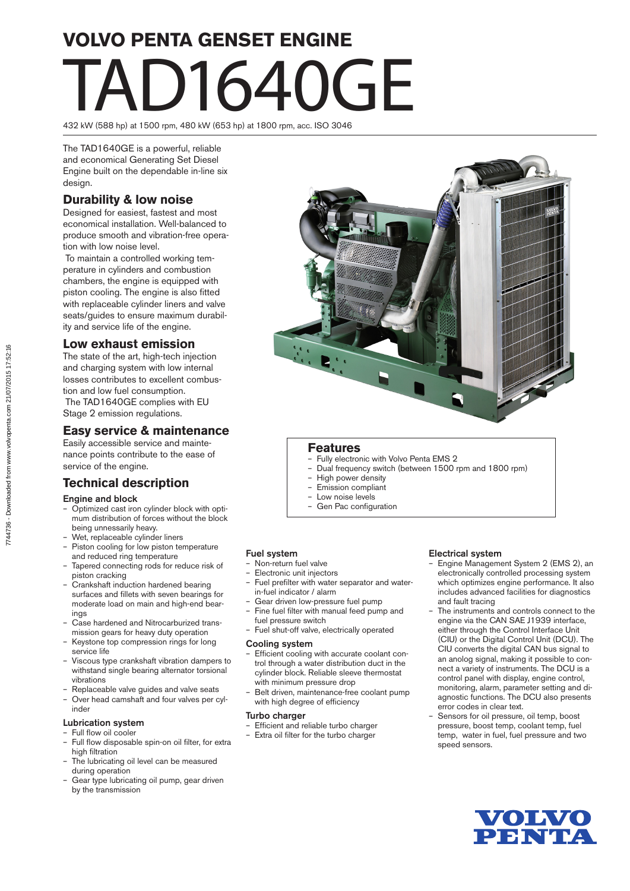# VOLVO PENTA GENSET ENGINE

# TAD1640GE

432 kW (588 hp) at 1500 rpm, 480 kW (653 hp) at 1800 rpm, acc. ISO 3046

The TAD1640GE is a powerful, reliable and economical Generating Set Diesel Engine built on the dependable in-line six design.

## Durability & low noise

Designed for easiest, fastest and most economical installation. Well-balanced to produce smooth and vibration-free operation with low noise level.

To maintain a controlled working temperature in cylinders and combustion chambers, the engine is equipped with piston cooling. The engine is also fitted with replaceable cylinder liners and valve seats/guides to ensure maximum durability and service life of the engine.

## Low exhaust emission

The state of the art, high-tech injection and charging system with low internal losses contributes to excellent combustion and low fuel consumption.

The TAD1640GE complies with EU Stage 2 emission regulations.

## Easy service & maintenance

Easily accessible service and maintenance points contribute to the ease of service of the engine.

## Features

- Fully electronic with Volvo Penta EMS 2
- Dual frequency switch (between 1500 rpm and 1800 rpm)
- High power density
- Emission compliant
- Low noise levels
- Gen Pac configuration

## Technical description

### Engine and block

- Optimized cast iron cylinder block with optimum distribution of forces without the block being unnessarily heavy.
- Wet, replaceable cylinder liners
- Piston cooling for low piston temperature and reduced ring temperature
- Tapered connecting rods for reduce risk of piston cracking
- Crankshaft induction hardened bearing surfaces and fillets with seven bearings for moderate load on main and high-end bearings
- Case hardened and Nitrocarburized transmission gears for heavy duty operation
- Keystone top compression rings for long service life
- Viscous type crankshaft vibration dampers to withstand single bearing alternator torsional vibrations
- Replaceable valve guides and valve seats
- Over head camshaft and four valves per cylinder

### Lubrication system

- Full flow oil cooler
- Full flow disposable spin-on oil filter, for extra high filtration
- The lubricating oil level can be measured during operation
- Gear type lubricating oil pump, gear driven by the transmission

### Fuel system

- Non-return fuel valve
- Electronic unit injectors
- Fuel prefilter with water separator and water-in-fuel indicator / alarm
- Gear driven low-pressure fuel pump
- Fine fuel filter with manual feed pump and fuel pressure switch
- Fuel shut-off valve, electrically operated

### Cooling system

- Efficient cooling with accurate coolant control through a water distribution duct in the cylinder block. Reliable sleeve thermostat with minimum pressure drop
- Belt driven, maintenance-free coolant pump with high degree of efficiency

### Turbo charger

- Efficient and reliable turbo charger
- Extra oil filter for the turbo charger

### Electrical system

- Engine Management System 2 (EMS 2), an electronically controlled processing system which optimizes engine performance. It also includes advanced facilities for diagnostics and fault tracing
- The instruments and controls connect to the engine via the CAN SAE J1939 interface, either through the Control Interface Unit (CIU) or the Digital Control Unit (DCU). The CIU converts the digital CAN bus signal to an analog signal, making it possible to connect a variety of instruments. The DCU is a control panel with display, engine control, monitoring, alarm, parameter setting and diagnostic functions. The DCU also presents error codes in clear text.
- Sensors for oil pressure, oil temp, boost pressure, boost temp, coolant temp, fuel temp, water in fuel, fuel pressure and two speed sensors.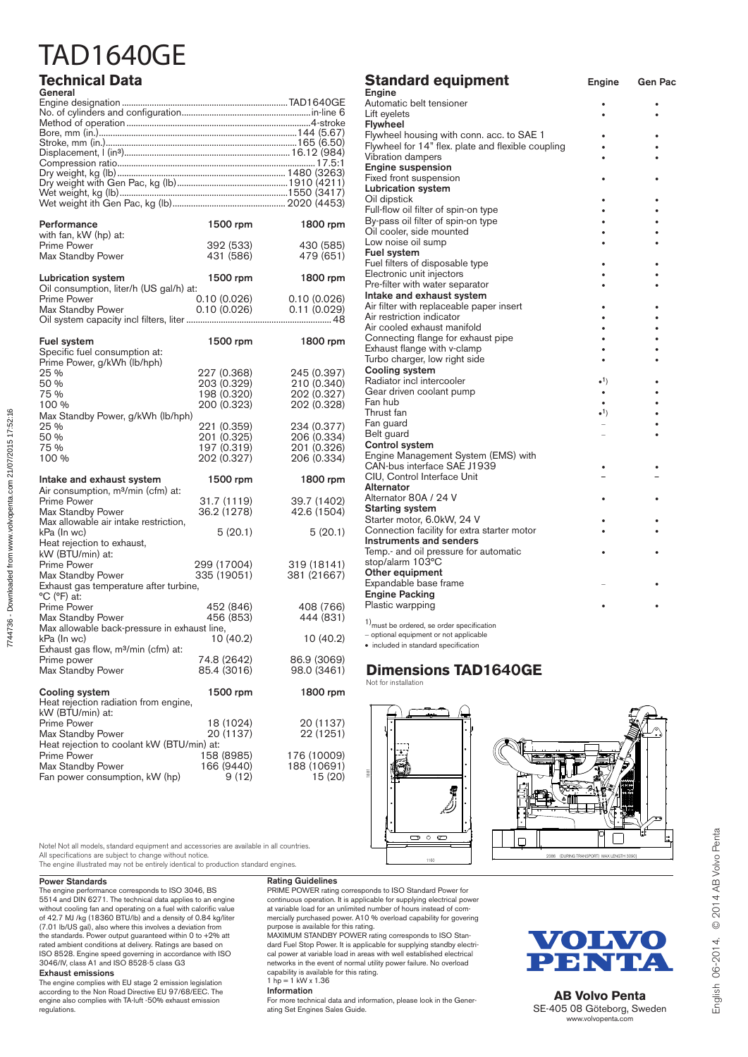# TAD1640GE

## Technical Data

### General

| | |
|---|---|
| Engine designation | TAD1640GE |
| No. of cylinders and configuration | in-line 6 |
| Method of operation | 4-stroke |
| Bore, mm (in.) | 144 (5.67) |
| Stroke, mm (in.) | 165 (6.50) |
| Displacement, l (in³) | 16.12 (984) |
| Compression ratio | 17.5:1 |
| Dry weight, kg (lb) | 1480 (3263) |
| Dry weight with Gen Pac, kg (lb) | 1910 (4211) |
| Wet weight, kg (lb) | 1550 (3417) |
| Wet weight ith Gen Pac, kg (lb) | 2020 (4453) |

| Performance | 1500 rpm | 1800 rpm |
|---|---|---|
| with fan, kW (hp) at: | | |
| Prime Power | 392 (533) | 430 (585) |
| Max Standby Power | 431 (586) | 479 (651) |

| Lubrication system | 1500 rpm | 1800 rpm |
|---|---|---|
| Oil consumption, liter/h (US gal/h) at: | | |
| Prime Power | 0.10 (0.026) | 0.10 (0.026) |
| Max Standby Power | 0.10 (0.026) | 0.11 (0.029) |
| Oil system capacity incl filters, liter | | 48 |

| Fuel system | 1500 rpm | 1800 rpm |
|---|---|---|
| Specific fuel consumption at: | | |
| Prime Power, g/kWh (lb/hph) | | |
| 25 % | 227 (0.368) | 245 (0.397) |
| 50 % | 203 (0.329) | 210 (0.340) |
| 75 % | 198 (0.320) | 202 (0.327) |
| 100 % | 200 (0.323) | 202 (0.328) |
| Max Standby Power, g/kWh (lb/hph) | | |
| 25 % | 221 (0.359) | 234 (0.377) |
| 50 % | 201 (0.325) | 206 (0.334) |
| 75 % | 197 (0.319) | 201 (0.326) |
| 100 % | 202 (0.327) | 206 (0.334) |

| Intake and exhaust system | 1500 rpm | 1800 rpm |
|---|---|---|
| Air consumption, m³/min (cfm) at: | | |
| Prime Power | 31.7 (1119) | 39.7 (1402) |
| Max Standby Power | 36.2 (1278) | 42.6 (1504) |
| Max allowable air intake restriction, kPa (In wc) | 5 (20.1) | 5 (20.1) |
| Heat rejection to exhaust, kW (BTU/min) at: | | |
| Prime Power | 299 (17004) | 319 (18141) |
| Max Standby Power | 335 (19051) | 381 (21667) |
| Exhaust gas temperature after turbine, °C (°F) at: | | |
| Prime Power | 452 (846) | 408 (766) |
| Max Standby Power | 456 (853) | 444 (831) |
| Max allowable back-pressure in exhaust line, kPa (In wc) | 10 (40.2) | 10 (40.2) |
| Exhaust gas flow, m³/min (cfm) at: | | |
| Prime power | 74.8 (2642) | 86.9 (3069) |
| Max Standby Power | 85.4 (3016) | 98.0 (3461) |

| Cooling system | 1500 rpm | 1800 rpm |
|---|---|---|
| Heat rejection radiation from engine, kW (BTU/min) at: | | |
| Prime Power | 18 (1024) | 20 (1137) |
| Max Standby Power | 20 (1137) | 22 (1251) |
| Heat rejection to coolant kW (BTU/min) at: | | |
| Prime Power | 158 (8985) | 176 (10009) |
| Max Standby Power | 166 (9440) | 188 (10691) |
| Fan power consumption, kW (hp) | 9 (12) | 15 (20) |

## Standard equipment

| | Engine | Gen Pac |
|---|---|---|
| **Engine** | | |
| Automatic belt tensioner | • | • |
| Lift eyelets | • | • |
| **Flywheel** | | |
| Flywheel housing with conn. acc. to SAE 1 | • | • |
| Flywheel for 14" flex. plate and flexible coupling | • | • |
| Vibration dampers | • | • |
| **Engine suspension** | | |
| Fixed front suspension | • | • |
| **Lubrication system** | | |
| Oil dipstick | • | • |
| Full-flow oil filter of spin-on type | • | • |
| By-pass oil filter of spin-on type | • | • |
| Oil cooler, side mounted | • | • |
| Low noise oil sump | • | • |
| **Fuel system** | | |
| Fuel filters of disposable type | • | • |
| Electronic unit injectors | • | • |
| Pre-filter with water separator | • | • |
| **Intake and exhaust system** | | |
| Air filter with replaceable paper insert | • | • |
| Air restriction indicator | • | • |
| Air cooled exhaust manifold | • | • |
| Connecting flange for exhaust pipe | • | • |
| Exhaust flange with v-clamp | • | • |
| Turbo charger, low right side | • | • |
| **Cooling system** | | |
| Radiator incl intercooler | •[1] | • |
| Gear driven coolant pump | • | • |
| Fan hub | • | • |
| Thrust fan | •[1] | • |
| Fan guard | – | • |
| Belt guard | – | • |
| **Control system** | | |
| Engine Management System (EMS) with CAN-bus interface SAE J1939 | • | • |
| CIU, Control Interface Unit | – | – |
| **Alternator** | | |
| Alternator 80A / 24 V | • | • |
| **Starting system** | | |
| Starter motor, 6.0kW, 24 V | • | • |
| Connection facility for extra starter motor | • | • |
| **Instruments and senders** | | |
| Temp.- and oil pressure for automatic stop/alarm 103°C | • | • |
| **Other equipment** | | |
| Expandable base frame | – | • |
| **Engine Packing** | | |
| Plastic warpping | • | • |

[1] must be ordered, se order specification
– optional equipment or not applicable
• included in standard specification

## Dimensions TAD1640GE

Not for installation

1881

1180

2386 (DURING TRANSPORT, MAX LENGTH 3090)

Note! Not all models, standard equipment and accessories are available in all countries.
All specifications are subject to change without notice.
The engine illustrated may not be entirely identical to production standard engines.

### Power Standards

The engine performance corresponds to ISO 3046, BS 5514 and DIN 6271. The technical data applies to an engine without cooling fan and operating on a fuel with calorific value of 42.7 MJ /kg (18360 BTU/lb) and a density of 0.84 kg/liter (7.01 lb/US gal), also where this involves a deviation from the standards. Power output guaranteed within 0 to +2% att rated ambient conditions at delivery. Ratings are based on ISO 8528. Engine speed governing in accordance with ISO 3046/IV, class A1 and ISO 8528-5 class G3

### Exhaust emissions

The engine complies with EU stage 2 emission legislation according to the Non Road Directive EU 97/68/EEC. The engine also complies with TA-luft -50% exhaust emission regulations.

### Rating Guidelines

PRIME POWER rating corresponds to ISO Standard Power for continuous operation. It is applicable for supplying electrical power at variable load for an unlimited number of hours instead of commercially purchased power. A10 % overload capability for governing purpose is available for this rating.
MAXIMUM STANDBY POWER rating corresponds to ISO Standard Fuel Stop Power. It is applicable for supplying standby electrical power at variable load in areas with well established electrical networks in the event of normal utility power failure. No overload capability is available for this rating.
1 hp = 1 kW x 1.36

### Information

For more technical data and information, please look in the Generating Set Engines Sales Guide.

VOLVO PENTA

**AB Volvo Penta**
SE-405 08 Göteborg, Sweden
www.volvopenta.com

English 06-2014. © 2014 AB Volvo Penta